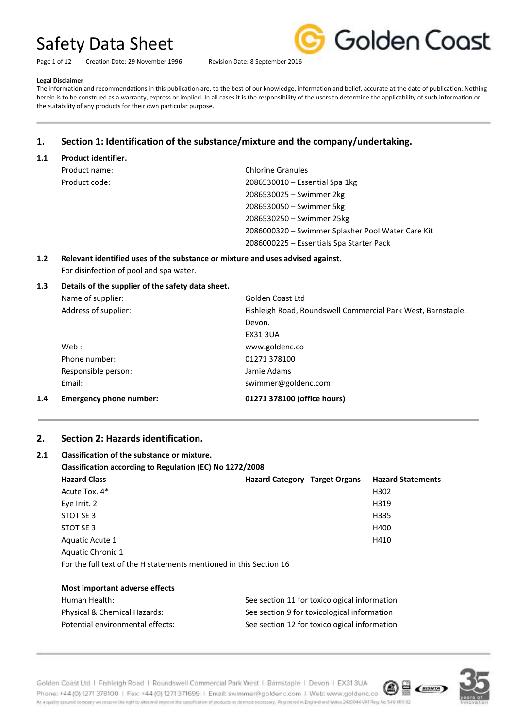# Safety Data Sheet

Creation Date: 29 November 1996 Revision Date: 8 September 2016

**Legal Disclaimer**

The information and recommendations in this publication are, to the best of our knowledge, information and belief, accurate at the date of publication. Nothing herein is to be construed as a warranty, express or implied. In all cases it is the responsibility of the users to determine the applicability of such information or the suitability of any products for their own particular purpose.

## 1. Section 1: Identification of the substance/mixture and the company/undertaking.

### 1.1 Product identifier.

| | |
|---|---|
| Product name: | Chlorine Granules |
| Product code: | 2086530010 – Essential Spa 1kg |
| | 2086530025 – Swimmer 2kg |
| | 2086530050 – Swimmer 5kg |
| | 2086530250 – Swimmer 25kg |
| | 2086000320 – Swimmer Splasher Pool Water Care Kit |
| | 2086000225 – Essentials Spa Starter Pack |

### 1.2 Relevant identified uses of the substance or mixture and uses advised against.

For disinfection of pool and spa water.

### 1.3 Details of the supplier of the safety data sheet.

| | |
|---|---|
| Name of supplier: | Golden Coast Ltd |
| Address of supplier: | Fishleigh Road, Roundswell Commercial Park West, Barnstaple, Devon. EX31 3UA |
| Web : | www.goldenc.co |
| Phone number: | 01271 378100 |
| Responsible person: | Jamie Adams |
| Email: | swimmer@goldenc.com |

### 1.4 Emergency phone number: **01271 378100 (office hours)**

## 2. Section 2: Hazards identification.

### 2.1 Classification of the substance or mixture.

**Classification according to Regulation (EC) No 1272/2008**

| Hazard Class | Hazard Category | Target Organs | Hazard Statements |
|---|---|---|---|
| Acute Tox. 4* | | | H302 |
| Eye Irrit. 2 | | | H319 |
| STOT SE 3 | | | H335 |
| STOT SE 3 | | | H400 |
| Aquatic Acute 1 | | | H410 |
| Aquatic Chronic 1 | | | |

For the full text of the H statements mentioned in this Section 16

**Most important adverse effects**

| | |
|---|---|
| Human Health: | See section 11 for toxicological information |
| Physical & Chemical Hazards: | See section 9 for toxicological information |
| Potential environmental effects: | See section 12 for toxicological information |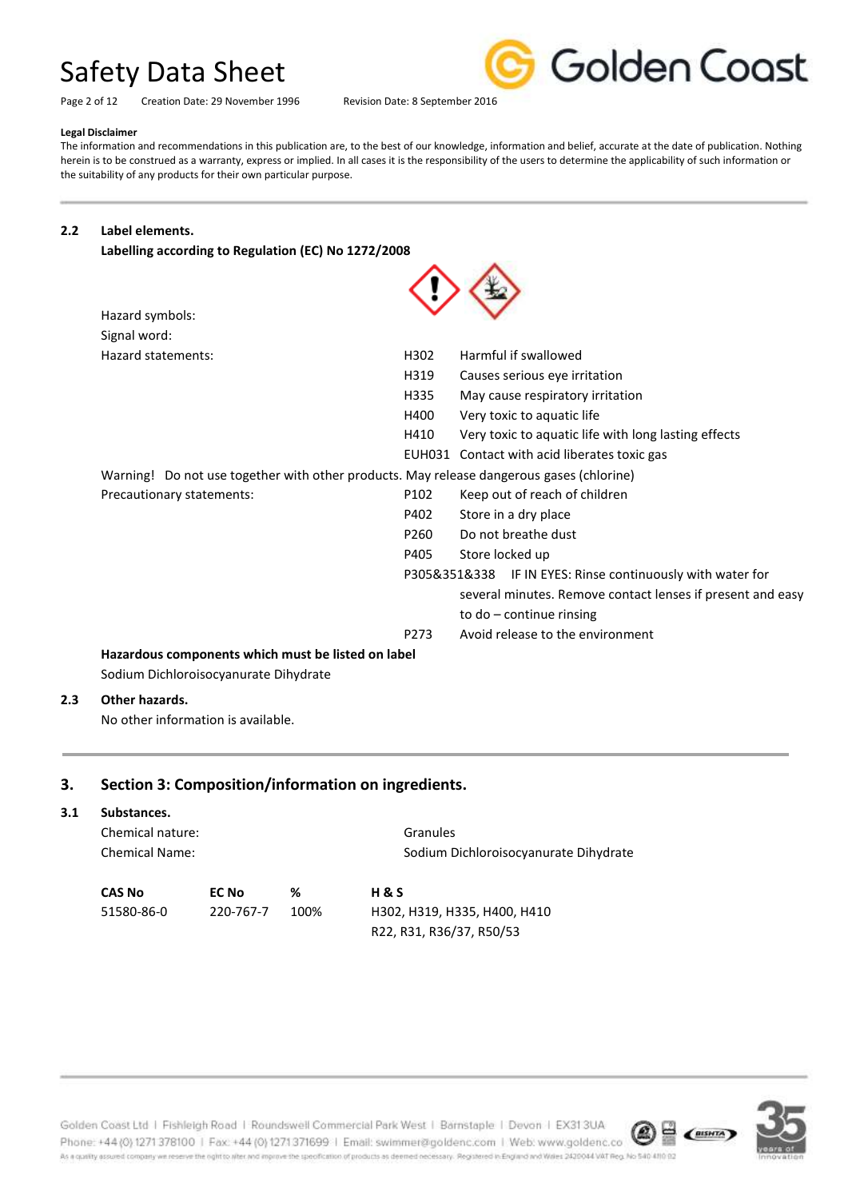**Legal Disclaimer**

The information and recommendations in this publication are, to the best of our knowledge, information and belief, accurate at the date of publication. Nothing herein is to be construed as a warranty, express or implied. In all cases it is the responsibility of the users to determine the applicability of such information or the suitability of any products for their own particular purpose.

## 2.2 Label elements.

**Labelling according to Regulation (EC) No 1272/2008**

Hazard symbols:

Signal word:

Hazard statements:

| | |
|---|---|
| H302 | Harmful if swallowed |
| H319 | Causes serious eye irritation |
| H335 | May cause respiratory irritation |
| H400 | Very toxic to aquatic life |
| H410 | Very toxic to aquatic life with long lasting effects |
| EUH031 | Contact with acid liberates toxic gas |

Warning! Do not use together with other products. May release dangerous gases (chlorine)

Precautionary statements:

| | |
|---|---|
| P102 | Keep out of reach of children |
| P402 | Store in a dry place |
| P260 | Do not breathe dust |
| P405 | Store locked up |
| P305&351&338 | IF IN EYES: Rinse continuously with water for several minutes. Remove contact lenses if present and easy to do – continue rinsing |
| P273 | Avoid release to the environment |

**Hazardous components which must be listed on label**

Sodium Dichloroisocyanurate Dihydrate

## 2.3 Other hazards.

No other information is available.

# 3. Section 3: Composition/information on ingredients.

## 3.1 Substances.

Chemical nature: Granules

Chemical Name: Sodium Dichloroisocyanurate Dihydrate

| CAS No | EC No | % | H & S |
|---|---|---|---|
| 51580-86-0 | 220-767-7 | 100% | H302, H319, H335, H400, H410<br>R22, R31, R36/37, R50/53 |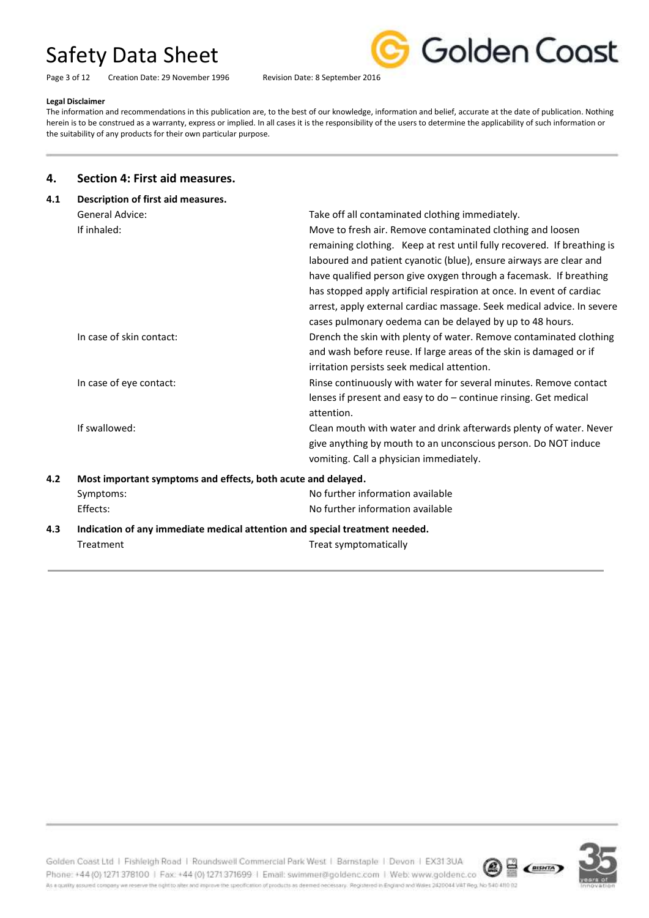**Legal Disclaimer**

The information and recommendations in this publication are, to the best of our knowledge, information and belief, accurate at the date of publication. Nothing herein is to be construed as a warranty, express or implied. In all cases it is the responsibility of the users to determine the applicability of such information or the suitability of any products for their own particular purpose.

## 4. Section 4: First aid measures.

### 4.1 Description of first aid measures.

| | |
|---|---|
| General Advice: | Take off all contaminated clothing immediately. |
| If inhaled: | Move to fresh air. Remove contaminated clothing and loosen remaining clothing. Keep at rest until fully recovered. If breathing is laboured and patient cyanotic (blue), ensure airways are clear and have qualified person give oxygen through a facemask. If breathing has stopped apply artificial respiration at once. In event of cardiac arrest, apply external cardiac massage. Seek medical advice. In severe cases pulmonary oedema can be delayed by up to 48 hours. |
| In case of skin contact: | Drench the skin with plenty of water. Remove contaminated clothing and wash before reuse. If large areas of the skin is damaged or if irritation persists seek medical attention. |
| In case of eye contact: | Rinse continuously with water for several minutes. Remove contact lenses if present and easy to do – continue rinsing. Get medical attention. |
| If swallowed: | Clean mouth with water and drink afterwards plenty of water. Never give anything by mouth to an unconscious person. Do NOT induce vomiting. Call a physician immediately. |

### 4.2 Most important symptoms and effects, both acute and delayed.

| | |
|---|---|
| Symptoms: | No further information available |
| Effects: | No further information available |

### 4.3 Indication of any immediate medical attention and special treatment needed.

| | |
|---|---|
| Treatment | Treat symptomatically |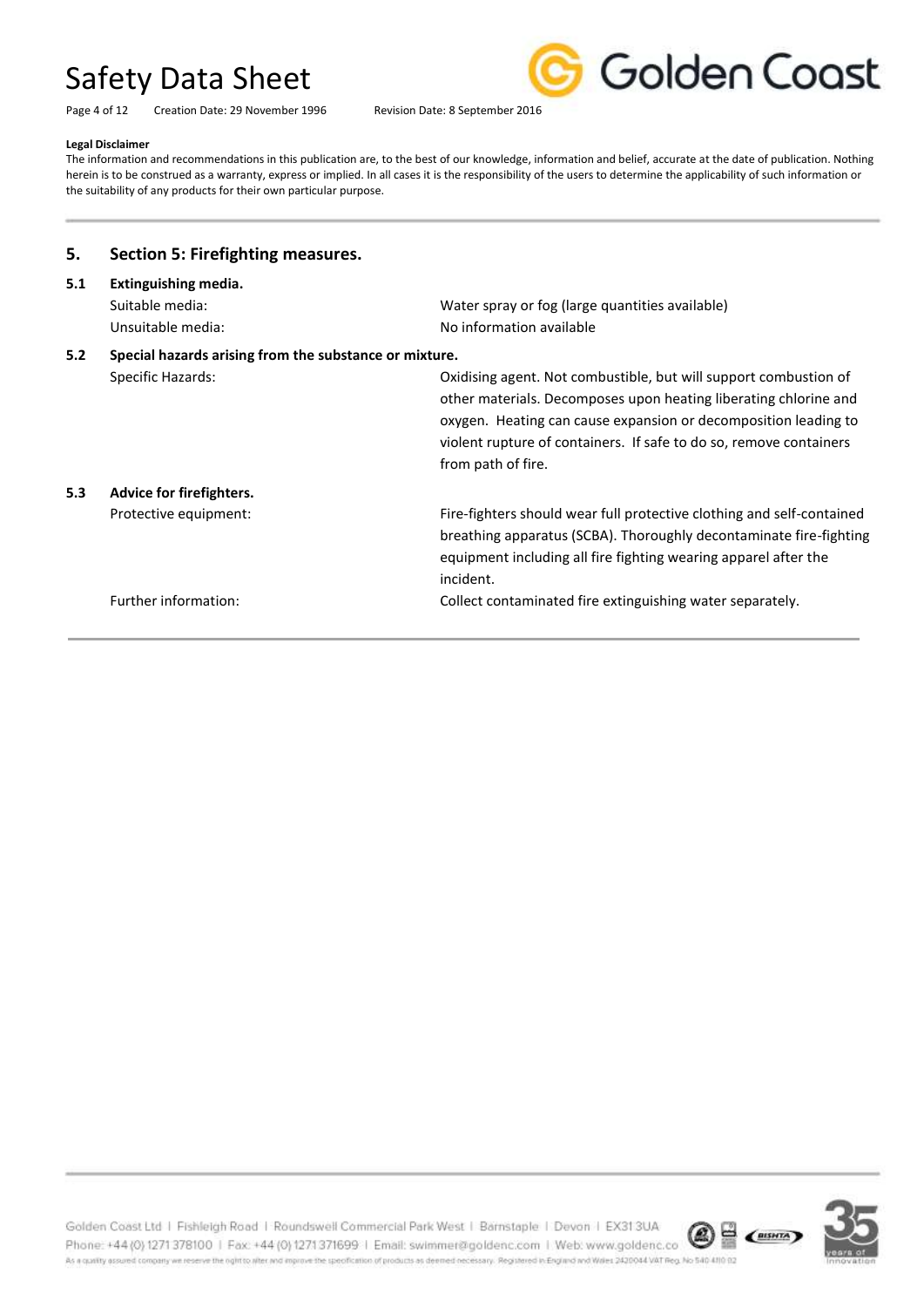**Legal Disclaimer**

The information and recommendations in this publication are, to the best of our knowledge, information and belief, accurate at the date of publication. Nothing herein is to be construed as a warranty, express or implied. In all cases it is the responsibility of the users to determine the applicability of such information or the suitability of any products for their own particular purpose.

## 5. Section 5: Firefighting measures.

### 5.1 Extinguishing media.

| | |
|---|---|
| Suitable media: | Water spray or fog (large quantities available) |
| Unsuitable media: | No information available |

### 5.2 Special hazards arising from the substance or mixture.

| | |
|---|---|
| Specific Hazards: | Oxidising agent. Not combustible, but will support combustion of other materials. Decomposes upon heating liberating chlorine and oxygen. Heating can cause expansion or decomposition leading to violent rupture of containers. If safe to do so, remove containers from path of fire. |

### 5.3 Advice for firefighters.

| | |
|---|---|
| Protective equipment: | Fire-fighters should wear full protective clothing and self-contained breathing apparatus (SCBA). Thoroughly decontaminate fire-fighting equipment including all fire fighting wearing apparel after the incident. |
| Further information: | Collect contaminated fire extinguishing water separately. |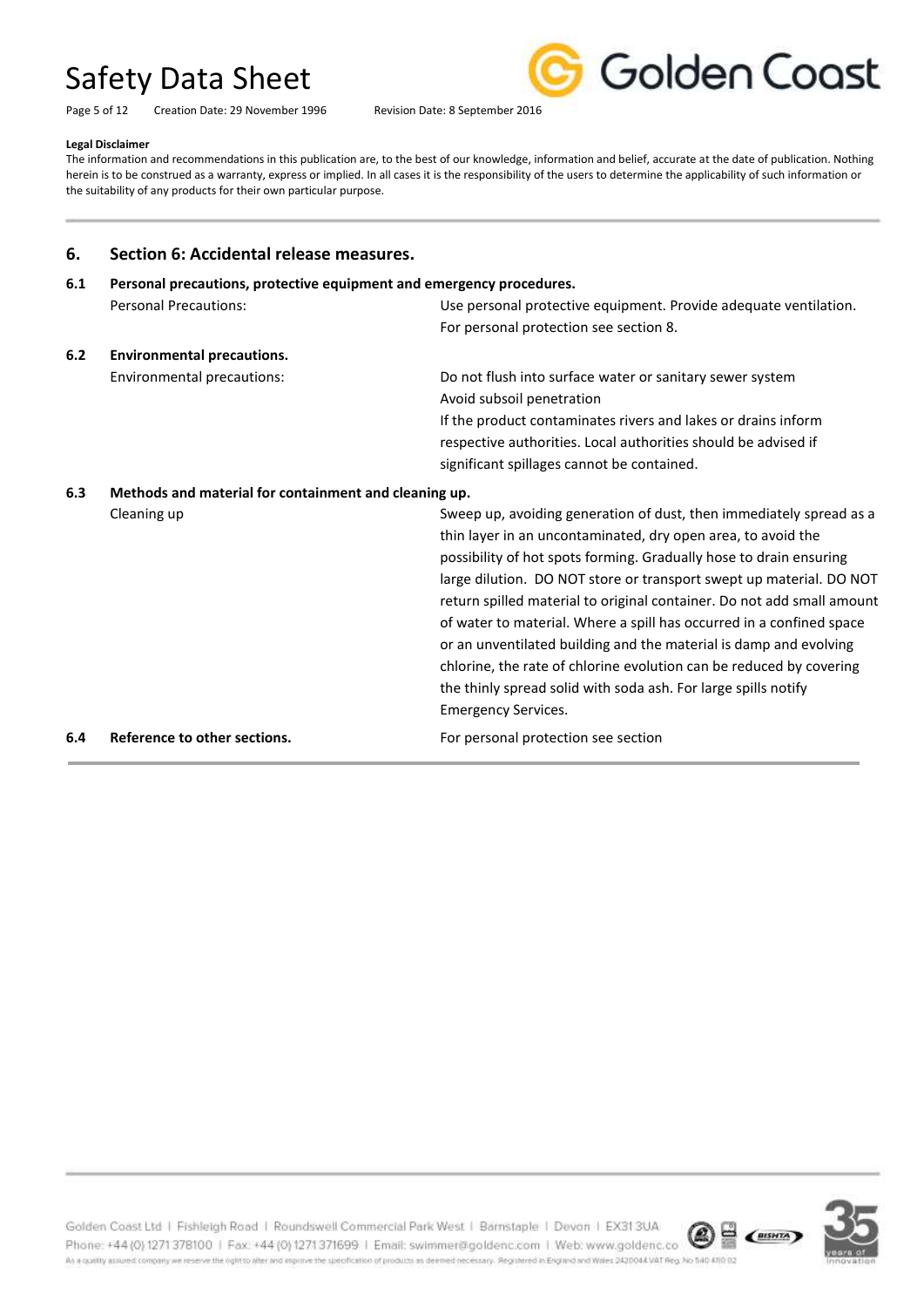**Legal Disclaimer**

The information and recommendations in this publication are, to the best of our knowledge, information and belief, accurate at the date of publication. Nothing herein is to be construed as a warranty, express or implied. In all cases it is the responsibility of the users to determine the applicability of such information or the suitability of any products for their own particular purpose.

## 6. Section 6: Accidental release measures.

### 6.1 Personal precautions, protective equipment and emergency procedures.

| | |
|---|---|
| Personal Precautions: | Use personal protective equipment. Provide adequate ventilation. For personal protection see section 8. |

### 6.2 Environmental precautions.

| | |
|---|---|
| Environmental precautions: | Do not flush into surface water or sanitary sewer system<br>Avoid subsoil penetration<br>If the product contaminates rivers and lakes or drains inform respective authorities. Local authorities should be advised if significant spillages cannot be contained. |

### 6.3 Methods and material for containment and cleaning up.

| | |
|---|---|
| Cleaning up | Sweep up, avoiding generation of dust, then immediately spread as a thin layer in an uncontaminated, dry open area, to avoid the possibility of hot spots forming. Gradually hose to drain ensuring large dilution. DO NOT store or transport swept up material. DO NOT return spilled material to original container. Do not add small amount of water to material. Where a spill has occurred in a confined space or an unventilated building and the material is damp and evolving chlorine, the rate of chlorine evolution can be reduced by covering the thinly spread solid with soda ash. For large spills notify Emergency Services. |

### 6.4 Reference to other sections.

For personal protection see section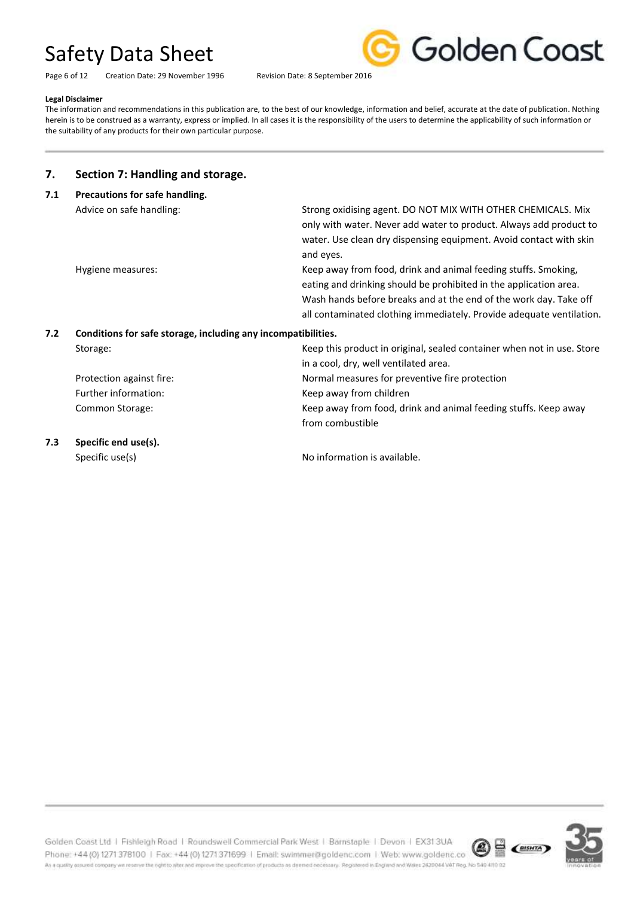**Legal Disclaimer**

The information and recommendations in this publication are, to the best of our knowledge, information and belief, accurate at the date of publication. Nothing herein is to be construed as a warranty, express or implied. In all cases it is the responsibility of the users to determine the applicability of such information or the suitability of any products for their own particular purpose.

## 7. Section 7: Handling and storage.

### 7.1 Precautions for safe handling.

| | |
|---|---|
| Advice on safe handling: | Strong oxidising agent. DO NOT MIX WITH OTHER CHEMICALS. Mix only with water. Never add water to product. Always add product to water. Use clean dry dispensing equipment. Avoid contact with skin and eyes. |
| Hygiene measures: | Keep away from food, drink and animal feeding stuffs. Smoking, eating and drinking should be prohibited in the application area. Wash hands before breaks and at the end of the work day. Take off all contaminated clothing immediately. Provide adequate ventilation. |

### 7.2 Conditions for safe storage, including any incompatibilities.

| | |
|---|---|
| Storage: | Keep this product in original, sealed container when not in use. Store in a cool, dry, well ventilated area. |
| Protection against fire: | Normal measures for preventive fire protection |
| Further information: | Keep away from children |
| Common Storage: | Keep away from food, drink and animal feeding stuffs. Keep away from combustible |

### 7.3 Specific end use(s).

| | |
|---|---|
| Specific use(s) | No information is available. |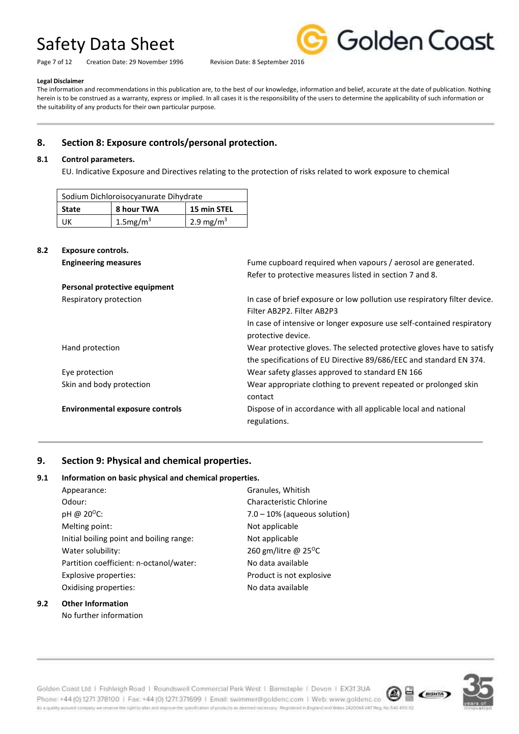**Legal Disclaimer**

The information and recommendations in this publication are, to the best of our knowledge, information and belief, accurate at the date of publication. Nothing herein is to be construed as a warranty, express or implied. In all cases it is the responsibility of the users to determine the applicability of such information or the suitability of any products for their own particular purpose.

## 8. Section 8: Exposure controls/personal protection.

### 8.1 Control parameters.

EU. Indicative Exposure and Directives relating to the protection of risks related to work exposure to chemical

| Sodium Dichloroisocyanurate Dihydrate | | |
|---|---|---|
| **State** | **8 hour TWA** | **15 min STEL** |
| UK | $1.5 mg/m^3$ | $2.9 mg/m^3$ |

### 8.2 Exposure controls.

**Engineering measures**: Fume cupboard required when vapours / aerosol are generated. Refer to protective measures listed in section 7 and 8.

**Personal protective equipment**

Respiratory protection: In case of brief exposure or low pollution use respiratory filter device. Filter AB2P2. Filter AB2P3
In case of intensive or longer exposure use self-contained respiratory protective device.

Hand protection: Wear protective gloves. The selected protective gloves have to satisfy the specifications of EU Directive 89/686/EEC and standard EN 374.

Eye protection: Wear safety glasses approved to standard EN 166

Skin and body protection: Wear appropriate clothing to prevent repeated or prolonged skin contact

**Environmental exposure controls**: Dispose of in accordance with all applicable local and national regulations.

## 9. Section 9: Physical and chemical properties.

### 9.1 Information on basic physical and chemical properties.

Appearance: Granules, Whitish
Odour: Characteristic Chlorine
pH @ 20°C: 7.0 – 10% (aqueous solution)
Melting point: Not applicable
Initial boiling point and boiling range: Not applicable
Water solubility: 260 gm/litre @ 25°C
Partition coefficient: n-octanol/water: No data available
Explosive properties: Product is not explosive
Oxidising properties: No data available

### 9.2 Other Information

No further information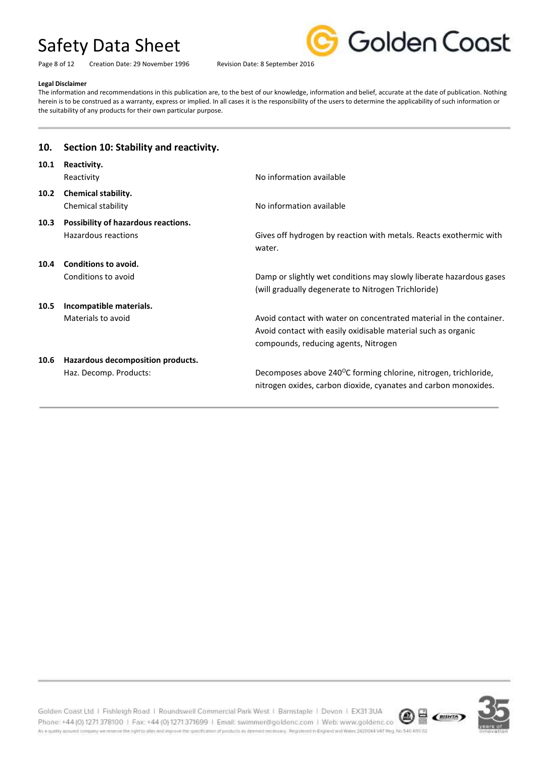**Legal Disclaimer**

The information and recommendations in this publication are, to the best of our knowledge, information and belief, accurate at the date of publication. Nothing herein is to be construed as a warranty, express or implied. In all cases it is the responsibility of the users to determine the applicability of such information or the suitability of any products for their own particular purpose.

## 10. Section 10: Stability and reactivity.

### 10.1 Reactivity.

| | |
|---|---|
| Reactivity | No information available |

### 10.2 Chemical stability.

| | |
|---|---|
| Chemical stability | No information available |

### 10.3 Possibility of hazardous reactions.

| | |
|---|---|
| Hazardous reactions | Gives off hydrogen by reaction with metals. Reacts exothermic with water. |

### 10.4 Conditions to avoid.

| | |
|---|---|
| Conditions to avoid | Damp or slightly wet conditions may slowly liberate hazardous gases (will gradually degenerate to Nitrogen Trichloride) |

### 10.5 Incompatible materials.

| | |
|---|---|
| Materials to avoid | Avoid contact with water on concentrated material in the container. Avoid contact with easily oxidisable material such as organic compounds, reducing agents, Nitrogen |

### 10.6 Hazardous decomposition products.

| | |
|---|---|
| Haz. Decomp. Products: | Decomposes above 240$^{O}$C forming chlorine, nitrogen, trichloride, nitrogen oxides, carbon dioxide, cyanates and carbon monoxides. |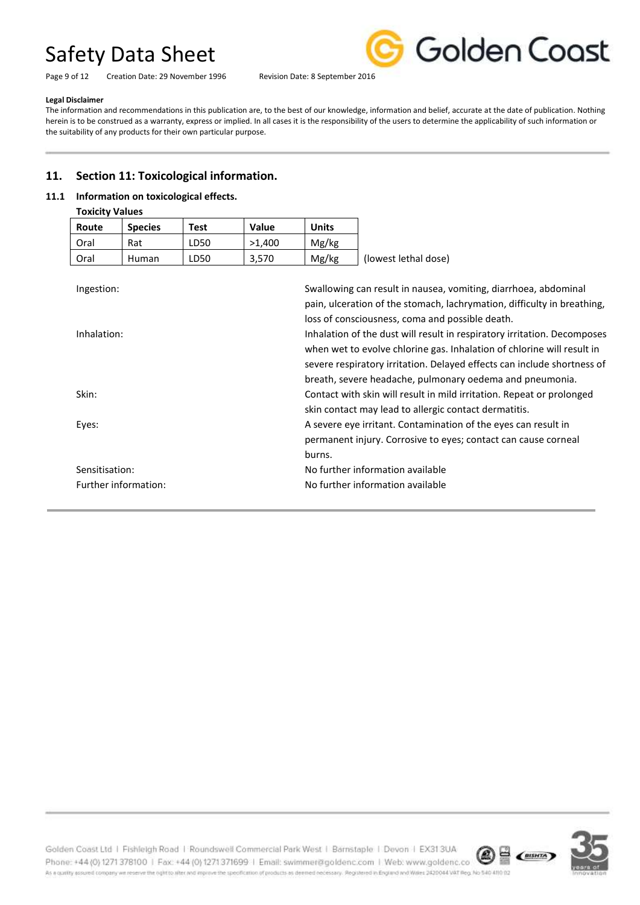**Legal Disclaimer**

The information and recommendations in this publication are, to the best of our knowledge, information and belief, accurate at the date of publication. Nothing herein is to be construed as a warranty, express or implied. In all cases it is the responsibility of the users to determine the applicability of such information or the suitability of any products for their own particular purpose.

## 11. Section 11: Toxicological information.

### 11.1 Information on toxicological effects.

**Toxicity Values**

| Route | Species | Test | Value | Units | |
|---|---|---|---|---|---|
| Oral | Rat | LD50 | >1,400 | Mg/kg | |
| Oral | Human | LD50 | 3,570 | Mg/kg | (lowest lethal dose) |

Ingestion: Swallowing can result in nausea, vomiting, diarrhoea, abdominal pain, ulceration of the stomach, lachrymation, difficulty in breathing, loss of consciousness, coma and possible death.

Inhalation: Inhalation of the dust will result in respiratory irritation. Decomposes when wet to evolve chlorine gas. Inhalation of chlorine will result in severe respiratory irritation. Delayed effects can include shortness of breath, severe headache, pulmonary oedema and pneumonia.

Skin: Contact with skin will result in mild irritation. Repeat or prolonged skin contact may lead to allergic contact dermatitis.

Eyes: A severe eye irritant. Contamination of the eyes can result in permanent injury. Corrosive to eyes; contact can cause corneal burns.

Sensitisation: No further information available

Further information: No further information available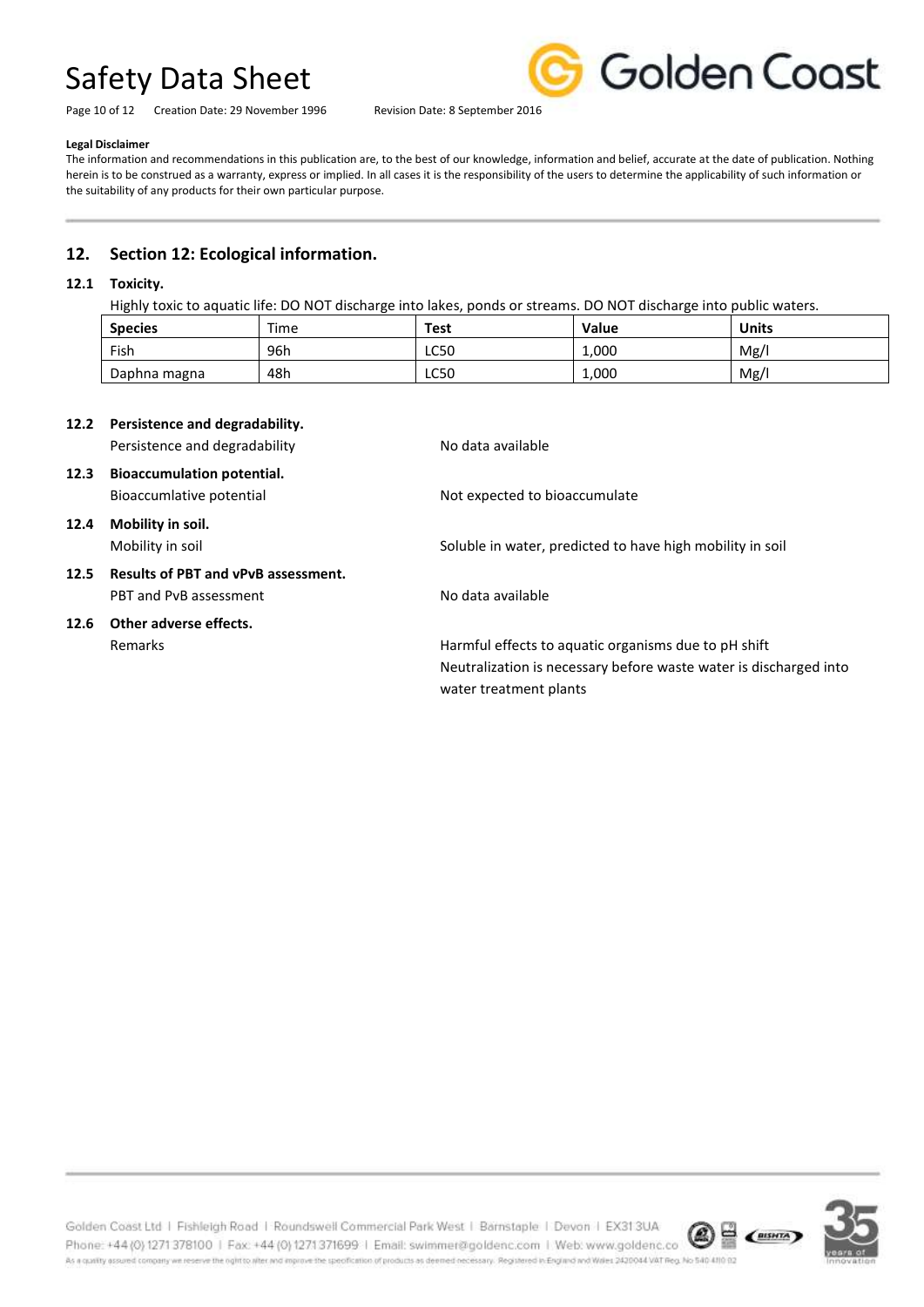**Legal Disclaimer**

The information and recommendations in this publication are, to the best of our knowledge, information and belief, accurate at the date of publication. Nothing herein is to be construed as a warranty, express or implied. In all cases it is the responsibility of the users to determine the applicability of such information or the suitability of any products for their own particular purpose.

## 12. Section 12: Ecological information.

### 12.1 Toxicity.

Highly toxic to aquatic life: DO NOT discharge into lakes, ponds or streams. DO NOT discharge into public waters.

| Species | Time | Test | Value | Units |
|---|---|---|---|---|
| Fish | 96h | LC50 | 1,000 | Mg/l |
| Daphna magna | 48h | LC50 | 1,000 | Mg/l |

### 12.2 Persistence and degradability.

Persistence and degradability — No data available

### 12.3 Bioaccumulation potential.

Bioaccumlative potential — Not expected to bioaccumulate

### 12.4 Mobility in soil.

Mobility in soil — Soluble in water, predicted to have high mobility in soil

### 12.5 Results of PBT and vPvB assessment.

PBT and PvB assessment — No data available

### 12.6 Other adverse effects.

Remarks — Harmful effects to aquatic organisms due to pH shift
Neutralization is necessary before waste water is discharged into water treatment plants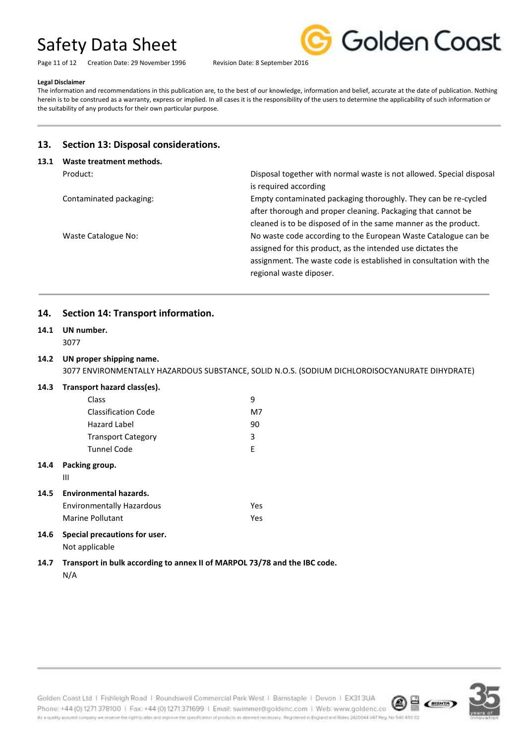**Legal Disclaimer**

The information and recommendations in this publication are, to the best of our knowledge, information and belief, accurate at the date of publication. Nothing herein is to be construed as a warranty, express or implied. In all cases it is the responsibility of the users to determine the applicability of such information or the suitability of any products for their own particular purpose.

## 13. Section 13: Disposal considerations.

### 13.1 Waste treatment methods.

| | |
|---|---|
| Product: | Disposal together with normal waste is not allowed. Special disposal is required according |
| Contaminated packaging: | Empty contaminated packaging thoroughly. They can be re-cycled after thorough and proper cleaning. Packaging that cannot be cleaned is to be disposed of in the same manner as the product. |
| Waste Catalogue No: | No waste code according to the European Waste Catalogue can be assigned for this product, as the intended use dictates the assignment. The waste code is established in consultation with the regional waste diposer. |

## 14. Section 14: Transport information.

### 14.1 UN number.

3077

### 14.2 UN proper shipping name.

3077 ENVIRONMENTALLY HAZARDOUS SUBSTANCE, SOLID N.O.S. (SODIUM DICHLOROISOCYANURATE DIHYDRATE)

### 14.3 Transport hazard class(es).

| | |
|---|---|
| Class | 9 |
| Classification Code | M7 |
| Hazard Label | 90 |
| Transport Category | 3 |
| Tunnel Code | E |

### 14.4 Packing group.

III

### 14.5 Environmental hazards.

| | |
|---|---|
| Environmentally Hazardous | Yes |
| Marine Pollutant | Yes |

### 14.6 Special precautions for user.

Not applicable

### 14.7 Transport in bulk according to annex II of MARPOL 73/78 and the IBC code.

N/A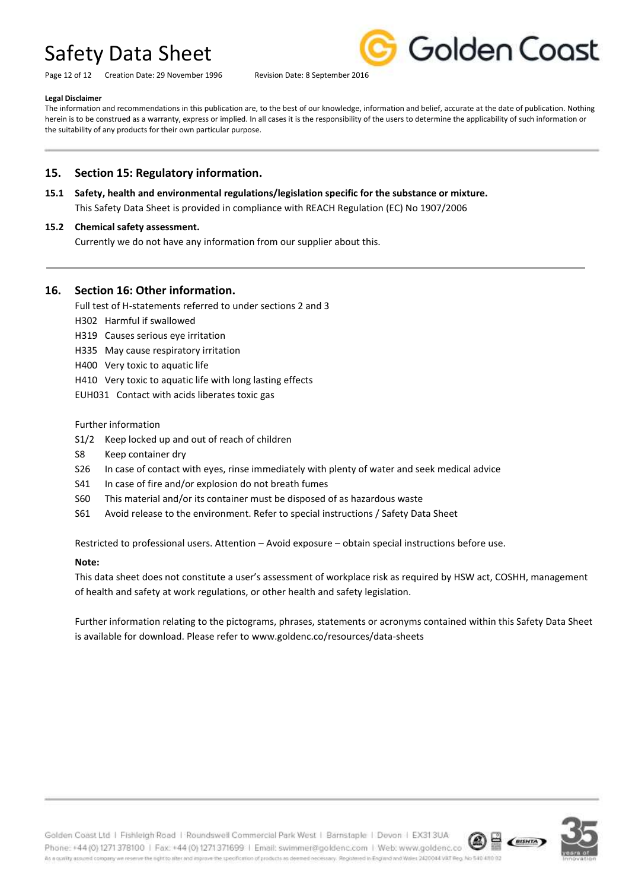**Legal Disclaimer**

The information and recommendations in this publication are, to the best of our knowledge, information and belief, accurate at the date of publication. Nothing herein is to be construed as a warranty, express or implied. In all cases it is the responsibility of the users to determine the applicability of such information or the suitability of any products for their own particular purpose.

## 15. Section 15: Regulatory information.

**15.1 Safety, health and environmental regulations/legislation specific for the substance or mixture.**

This Safety Data Sheet is provided in compliance with REACH Regulation (EC) No 1907/2006

**15.2 Chemical safety assessment.**

Currently we do not have any information from our supplier about this.

## 16. Section 16: Other information.

Full test of H-statements referred to under sections 2 and 3

H302 Harmful if swallowed

H319 Causes serious eye irritation

H335 May cause respiratory irritation

H400 Very toxic to aquatic life

H410 Very toxic to aquatic life with long lasting effects

EUH031 Contact with acids liberates toxic gas

Further information

S1/2 Keep locked up and out of reach of children

S8 Keep container dry

S26 In case of contact with eyes, rinse immediately with plenty of water and seek medical advice

S41 In case of fire and/or explosion do not breath fumes

S60 This material and/or its container must be disposed of as hazardous waste

S61 Avoid release to the environment. Refer to special instructions / Safety Data Sheet

Restricted to professional users. Attention – Avoid exposure – obtain special instructions before use.

**Note:**

This data sheet does not constitute a user's assessment of workplace risk as required by HSW act, COSHH, management of health and safety at work regulations, or other health and safety legislation.

Further information relating to the pictograms, phrases, statements or acronyms contained within this Safety Data Sheet is available for download. Please refer to www.goldenc.co/resources/data-sheets